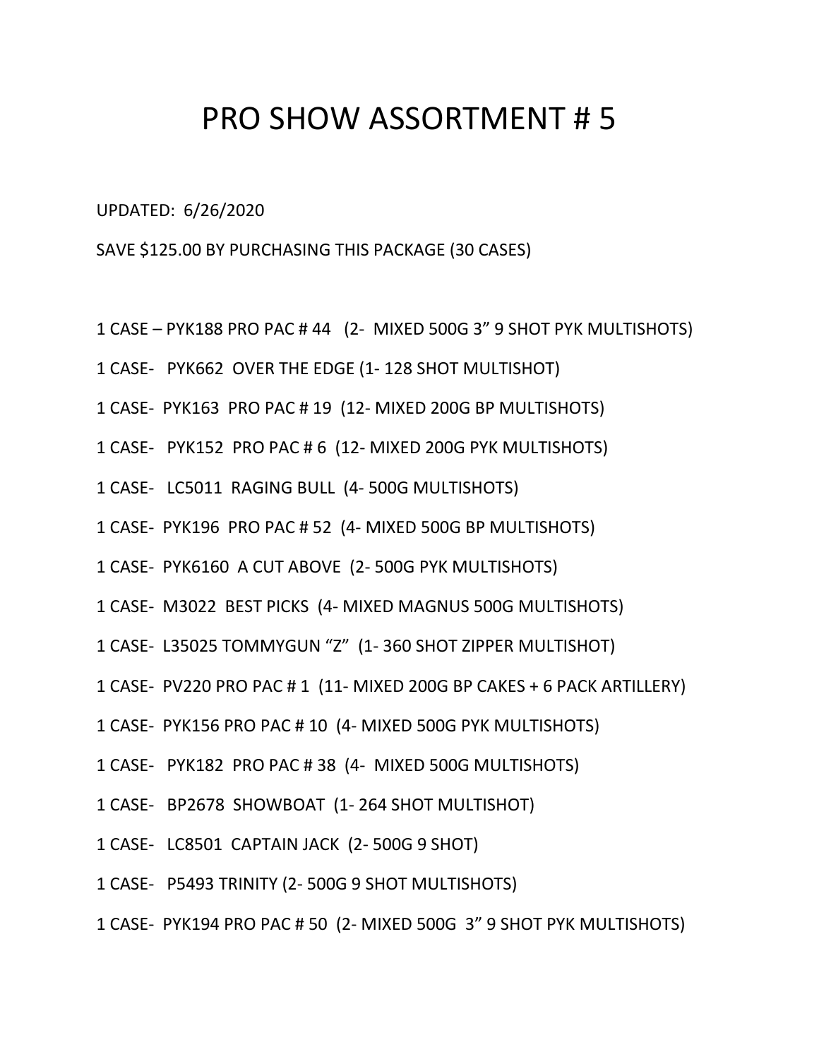# PRO SHOW ASSORTMENT # 5

UPDATED: 6/26/2020

SAVE $125.00 BY PURCHASING THIS PACKAGE (30 CASES)

1 CASE – PYK188 PRO PAC # 44 (2- MIXED 500G 3" 9 SHOT PYK MULTISHOTS)

1 CASE- PYK662 OVER THE EDGE (1- 128 SHOT MULTISHOT)

1 CASE- PYK163 PRO PAC # 19 (12- MIXED 200G BP MULTISHOTS)

1 CASE- PYK152 PRO PAC # 6 (12- MIXED 200G PYK MULTISHOTS)

1 CASE- LC5011 RAGING BULL (4- 500G MULTISHOTS)

1 CASE- PYK196 PRO PAC # 52 (4- MIXED 500G BP MULTISHOTS)

1 CASE- PYK6160 A CUT ABOVE (2- 500G PYK MULTISHOTS)

1 CASE- M3022 BEST PICKS (4- MIXED MAGNUS 500G MULTISHOTS)

1 CASE- L35025 TOMMYGUN "Z" (1- 360 SHOT ZIPPER MULTISHOT)

1 CASE- PV220 PRO PAC # 1 (11- MIXED 200G BP CAKES + 6 PACK ARTILLERY)

1 CASE- PYK156 PRO PAC # 10 (4- MIXED 500G PYK MULTISHOTS)

1 CASE- PYK182 PRO PAC # 38 (4- MIXED 500G MULTISHOTS)

1 CASE- BP2678 SHOWBOAT (1- 264 SHOT MULTISHOT)

1 CASE- LC8501 CAPTAIN JACK (2- 500G 9 SHOT)

1 CASE- P5493 TRINITY (2- 500G 9 SHOT MULTISHOTS)

1 CASE- PYK194 PRO PAC # 50 (2- MIXED 500G 3" 9 SHOT PYK MULTISHOTS)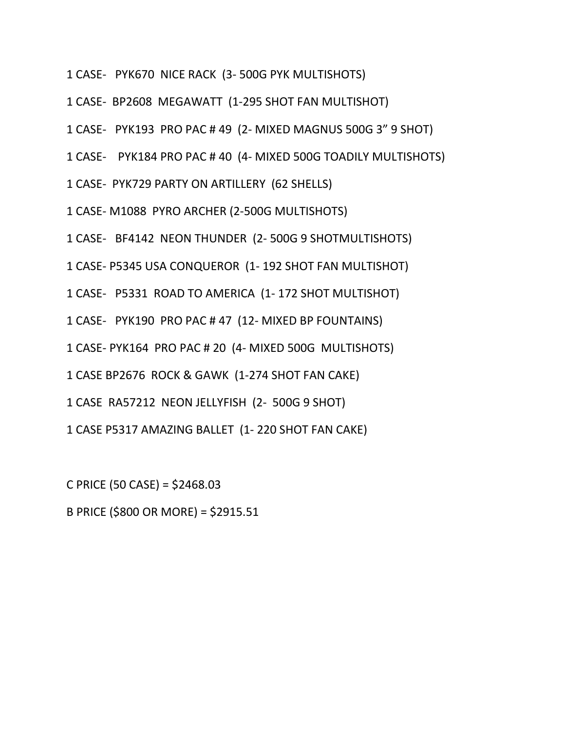1 CASE- PYK670 NICE RACK (3- 500G PYK MULTISHOTS)

1 CASE- BP2608 MEGAWATT (1-295 SHOT FAN MULTISHOT)

1 CASE- PYK193 PRO PAC # 49 (2- MIXED MAGNUS 500G 3" 9 SHOT)

1 CASE- PYK184 PRO PAC # 40 (4- MIXED 500G TOADILY MULTISHOTS)

1 CASE- PYK729 PARTY ON ARTILLERY (62 SHELLS)

1 CASE- M1088 PYRO ARCHER (2-500G MULTISHOTS)

1 CASE- BF4142 NEON THUNDER (2- 500G 9 SHOTMULTISHOTS)

1 CASE- P5345 USA CONQUEROR (1- 192 SHOT FAN MULTISHOT)

1 CASE- P5331 ROAD TO AMERICA (1- 172 SHOT MULTISHOT)

1 CASE- PYK190 PRO PAC # 47 (12- MIXED BP FOUNTAINS)

1 CASE- PYK164 PRO PAC # 20 (4- MIXED 500G MULTISHOTS)

1 CASE BP2676 ROCK & GAWK (1-274 SHOT FAN CAKE)

1 CASE RA57212 NEON JELLYFISH (2- 500G 9 SHOT)

1 CASE P5317 AMAZING BALLET (1- 220 SHOT FAN CAKE)

C PRICE (50 CASE) = $2468.03

B PRICE ($800 OR MORE) = $2915.51